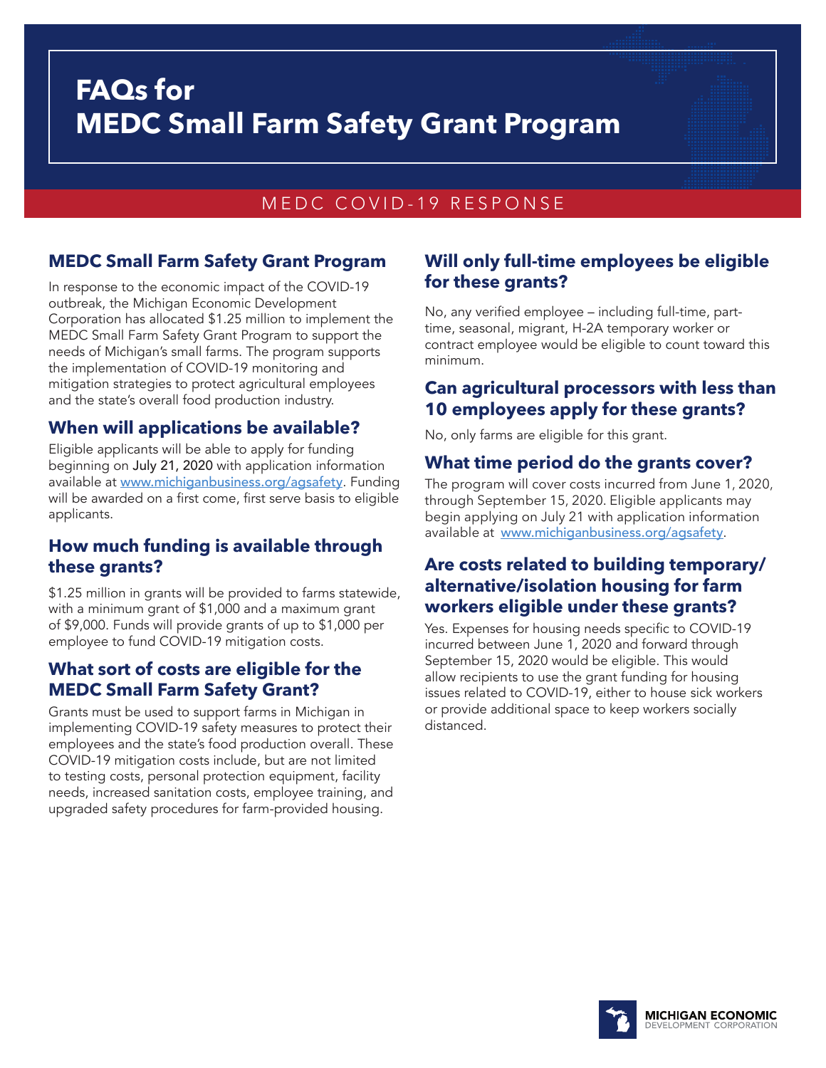# FAQs for MEDC Small Farm Safety Grant Program

MEDC COVID-19 RESPONSE

## MEDC Small Farm Safety Grant Program

In response to the economic impact of the COVID-19 outbreak, the Michigan Economic Development Corporation has allocated $1.25 million to implement the MEDC Small Farm Safety Grant Program to support the needs of Michigan's small farms. The program supports the implementation of COVID-19 monitoring and mitigation strategies to protect agricultural employees and the state's overall food production industry.

## When will applications be available?

Eligible applicants will be able to apply for funding beginning on July 21, 2020 with application information available at www.michiganbusiness.org/agsafety. Funding will be awarded on a first come, first serve basis to eligible applicants.

## How much funding is available through these grants?

$1.25 million in grants will be provided to farms statewide, with a minimum grant of $1,000 and a maximum grant of $9,000. Funds will provide grants of up to $1,000 per employee to fund COVID-19 mitigation costs.

## What sort of costs are eligible for the MEDC Small Farm Safety Grant?

Grants must be used to support farms in Michigan in implementing COVID-19 safety measures to protect their employees and the state's food production overall. These COVID-19 mitigation costs include, but are not limited to testing costs, personal protection equipment, facility needs, increased sanitation costs, employee training, and upgraded safety procedures for farm-provided housing.

## Will only full-time employees be eligible for these grants?

No, any verified employee – including full-time, part-time, seasonal, migrant, H-2A temporary worker or contract employee would be eligible to count toward this minimum.

## Can agricultural processors with less than 10 employees apply for these grants?

No, only farms are eligible for this grant.

## What time period do the grants cover?

The program will cover costs incurred from June 1, 2020, through September 15, 2020. Eligible applicants may begin applying on July 21 with application information available at www.michiganbusiness.org/agsafety.

## Are costs related to building temporary/alternative/isolation housing for farm workers eligible under these grants?

Yes. Expenses for housing needs specific to COVID-19 incurred between June 1, 2020 and forward through September 15, 2020 would be eligible. This would allow recipients to use the grant funding for housing issues related to COVID-19, either to house sick workers or provide additional space to keep workers socially distanced.

MICHIGAN ECONOMIC DEVELOPMENT CORPORATION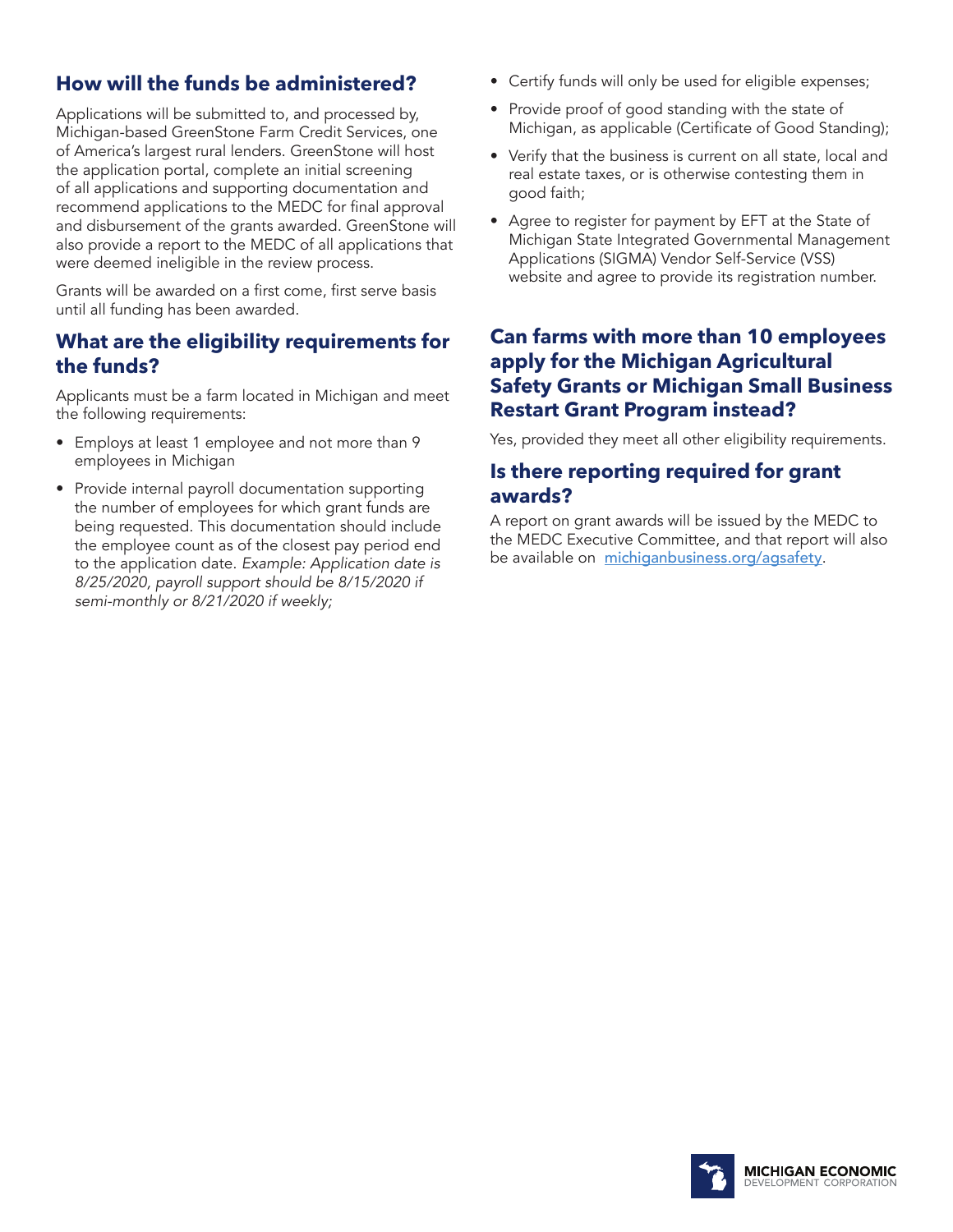## How will the funds be administered?

Applications will be submitted to, and processed by, Michigan-based GreenStone Farm Credit Services, one of America's largest rural lenders. GreenStone will host the application portal, complete an initial screening of all applications and supporting documentation and recommend applications to the MEDC for final approval and disbursement of the grants awarded. GreenStone will also provide a report to the MEDC of all applications that were deemed ineligible in the review process.

Grants will be awarded on a first come, first serve basis until all funding has been awarded.

## What are the eligibility requirements for the funds?

Applicants must be a farm located in Michigan and meet the following requirements:

- Employs at least 1 employee and not more than 9 employees in Michigan
- Provide internal payroll documentation supporting the number of employees for which grant funds are being requested. This documentation should include the employee count as of the closest pay period end to the application date. *Example: Application date is 8/25/2020, payroll support should be 8/15/2020 if semi-monthly or 8/21/2020 if weekly;*
- Certify funds will only be used for eligible expenses;
- Provide proof of good standing with the state of Michigan, as applicable (Certificate of Good Standing);
- Verify that the business is current on all state, local and real estate taxes, or is otherwise contesting them in good faith;
- Agree to register for payment by EFT at the State of Michigan State Integrated Governmental Management Applications (SIGMA) Vendor Self-Service (VSS) website and agree to provide its registration number.

## Can farms with more than 10 employees apply for the Michigan Agricultural Safety Grants or Michigan Small Business Restart Grant Program instead?

Yes, provided they meet all other eligibility requirements.

## Is there reporting required for grant awards?

A report on grant awards will be issued by the MEDC to the MEDC Executive Committee, and that report will also be available on michiganbusiness.org/agsafety.

MICHIGAN ECONOMIC DEVELOPMENT CORPORATION